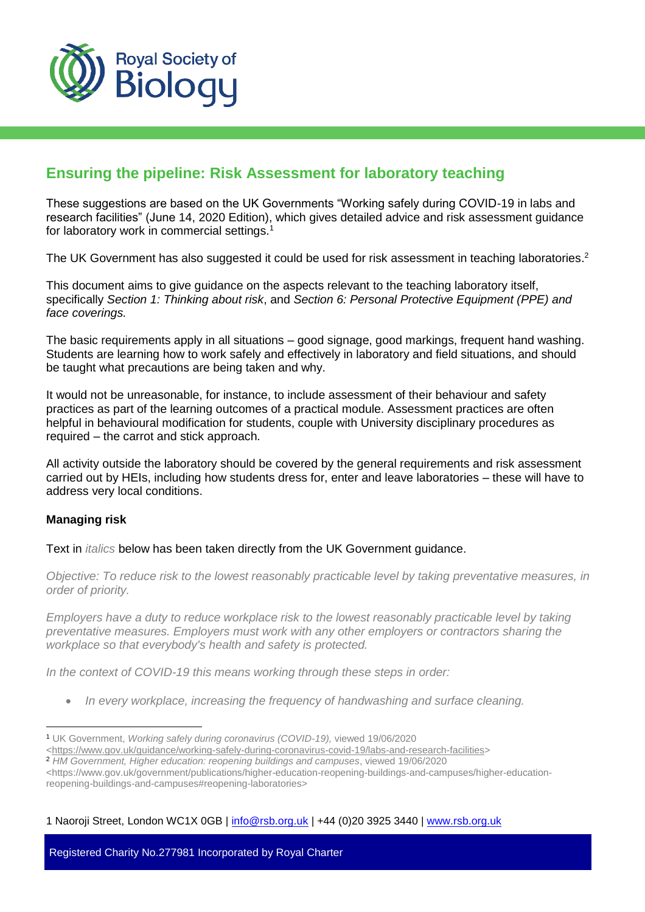Royal Society of Biology

## Ensuring the pipeline: Risk Assessment for laboratory teaching

These suggestions are based on the UK Governments "Working safely during COVID-19 in labs and research facilities" (June 14, 2020 Edition), which gives detailed advice and risk assessment guidance for laboratory work in commercial settings.[1]

The UK Government has also suggested it could be used for risk assessment in teaching laboratories.[2]

This document aims to give guidance on the aspects relevant to the teaching laboratory itself, specifically *Section 1: Thinking about risk*, and *Section 6: Personal Protective Equipment (PPE) and face coverings.*

The basic requirements apply in all situations – good signage, good markings, frequent hand washing. Students are learning how to work safely and effectively in laboratory and field situations, and should be taught what precautions are being taken and why.

It would not be unreasonable, for instance, to include assessment of their behaviour and safety practices as part of the learning outcomes of a practical module. Assessment practices are often helpful in behavioural modification for students, couple with University disciplinary procedures as required – the carrot and stick approach.

All activity outside the laboratory should be covered by the general requirements and risk assessment carried out by HEIs, including how students dress for, enter and leave laboratories – these will have to address very local conditions.

**Managing risk**

Text in *italics* below has been taken directly from the UK Government guidance.

*Objective: To reduce risk to the lowest reasonably practicable level by taking preventative measures, in order of priority.*

*Employers have a duty to reduce workplace risk to the lowest reasonably practicable level by taking preventative measures. Employers must work with any other employers or contractors sharing the workplace so that everybody's health and safety is protected.*

*In the context of COVID-19 this means working through these steps in order:*

- *In every workplace, increasing the frequency of handwashing and surface cleaning.*

---

[1] UK Government, *Working safely during coronavirus (COVID-19),* viewed 19/06/2020 <https://www.gov.uk/guidance/working-safely-during-coronavirus-covid-19/labs-and-research-facilities>

[2] *HM Government, Higher education: reopening buildings and campuses*, viewed 19/06/2020 <https://www.gov.uk/government/publications/higher-education-reopening-buildings-and-campuses/higher-education-reopening-buildings-and-campuses#reopening-laboratories>

1 Naoroji Street, London WC1X 0GB | info@rsb.org.uk | +44 (0)20 3925 3440 | www.rsb.org.uk

Registered Charity No.277981 Incorporated by Royal Charter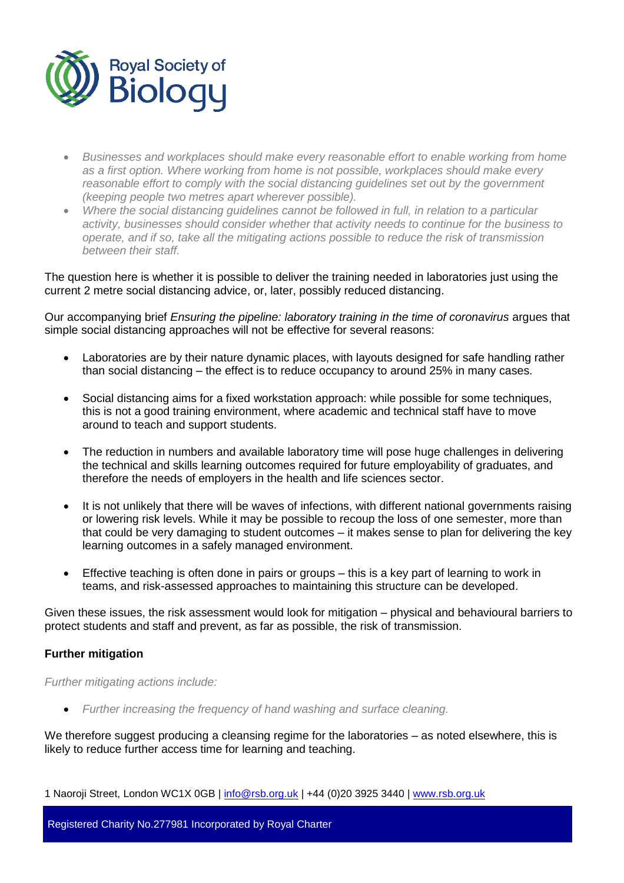- *Businesses and workplaces should make every reasonable effort to enable working from home as a first option. Where working from home is not possible, workplaces should make every reasonable effort to comply with the social distancing guidelines set out by the government (keeping people two metres apart wherever possible).*
- *Where the social distancing guidelines cannot be followed in full, in relation to a particular activity, businesses should consider whether that activity needs to continue for the business to operate, and if so, take all the mitigating actions possible to reduce the risk of transmission between their staff.*

The question here is whether it is possible to deliver the training needed in laboratories just using the current 2 metre social distancing advice, or, later, possibly reduced distancing.

Our accompanying brief *Ensuring the pipeline: laboratory training in the time of coronavirus* argues that simple social distancing approaches will not be effective for several reasons:

- Laboratories are by their nature dynamic places, with layouts designed for safe handling rather than social distancing – the effect is to reduce occupancy to around 25% in many cases.

- Social distancing aims for a fixed workstation approach: while possible for some techniques, this is not a good training environment, where academic and technical staff have to move around to teach and support students.

- The reduction in numbers and available laboratory time will pose huge challenges in delivering the technical and skills learning outcomes required for future employability of graduates, and therefore the needs of employers in the health and life sciences sector.

- It is not unlikely that there will be waves of infections, with different national governments raising or lowering risk levels. While it may be possible to recoup the loss of one semester, more than that could be very damaging to student outcomes – it makes sense to plan for delivering the key learning outcomes in a safely managed environment.

- Effective teaching is often done in pairs or groups – this is a key part of learning to work in teams, and risk-assessed approaches to maintaining this structure can be developed.

Given these issues, the risk assessment would look for mitigation – physical and behavioural barriers to protect students and staff and prevent, as far as possible, the risk of transmission.

**Further mitigation**

*Further mitigating actions include:*

- *Further increasing the frequency of hand washing and surface cleaning.*

We therefore suggest producing a cleansing regime for the laboratories – as noted elsewhere, this is likely to reduce further access time for learning and teaching.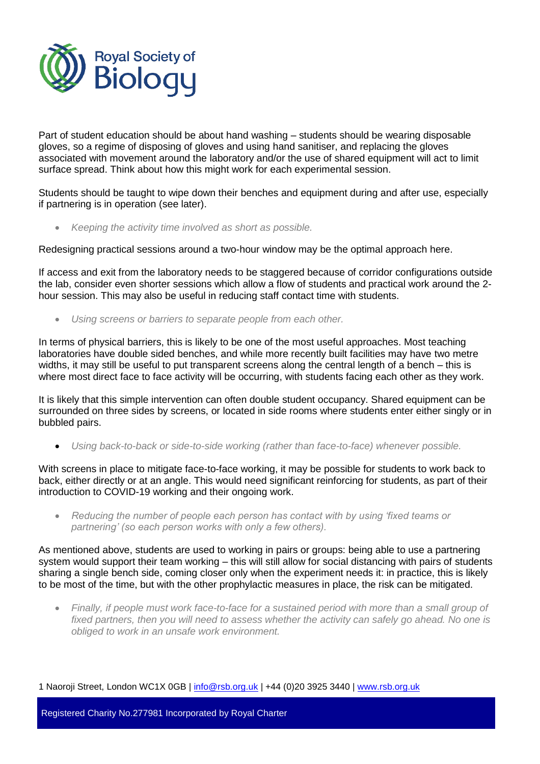Part of student education should be about hand washing – students should be wearing disposable gloves, so a regime of disposing of gloves and using hand sanitiser, and replacing the gloves associated with movement around the laboratory and/or the use of shared equipment will act to limit surface spread. Think about how this might work for each experimental session.

Students should be taught to wipe down their benches and equipment during and after use, especially if partnering is in operation (see later).

- *Keeping the activity time involved as short as possible.*

Redesigning practical sessions around a two-hour window may be the optimal approach here.

If access and exit from the laboratory needs to be staggered because of corridor configurations outside the lab, consider even shorter sessions which allow a flow of students and practical work around the 2-hour session. This may also be useful in reducing staff contact time with students.

- *Using screens or barriers to separate people from each other.*

In terms of physical barriers, this is likely to be one of the most useful approaches. Most teaching laboratories have double sided benches, and while more recently built facilities may have two metre widths, it may still be useful to put transparent screens along the central length of a bench – this is where most direct face to face activity will be occurring, with students facing each other as they work.

It is likely that this simple intervention can often double student occupancy. Shared equipment can be surrounded on three sides by screens, or located in side rooms where students enter either singly or in bubbled pairs.

- *Using back-to-back or side-to-side working (rather than face-to-face) whenever possible.*

With screens in place to mitigate face-to-face working, it may be possible for students to work back to back, either directly or at an angle. This would need significant reinforcing for students, as part of their introduction to COVID-19 working and their ongoing work.

- *Reducing the number of people each person has contact with by using 'fixed teams or partnering' (so each person works with only a few others).*

As mentioned above, students are used to working in pairs or groups: being able to use a partnering system would support their team working – this will still allow for social distancing with pairs of students sharing a single bench side, coming closer only when the experiment needs it: in practice, this is likely to be most of the time, but with the other prophylactic measures in place, the risk can be mitigated.

- *Finally, if people must work face-to-face for a sustained period with more than a small group of fixed partners, then you will need to assess whether the activity can safely go ahead. No one is obliged to work in an unsafe work environment.*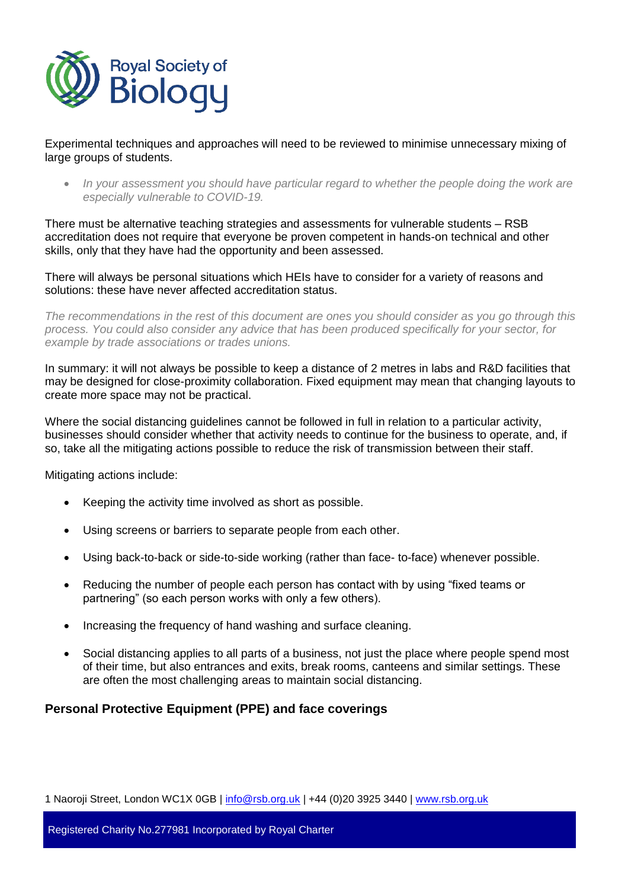Experimental techniques and approaches will need to be reviewed to minimise unnecessary mixing of large groups of students.

- *In your assessment you should have particular regard to whether the people doing the work are especially vulnerable to COVID-19.*

There must be alternative teaching strategies and assessments for vulnerable students – RSB accreditation does not require that everyone be proven competent in hands-on technical and other skills, only that they have had the opportunity and been assessed.

There will always be personal situations which HEIs have to consider for a variety of reasons and solutions: these have never affected accreditation status.

*The recommendations in the rest of this document are ones you should consider as you go through this process. You could also consider any advice that has been produced specifically for your sector, for example by trade associations or trades unions.*

In summary: it will not always be possible to keep a distance of 2 metres in labs and R&D facilities that may be designed for close-proximity collaboration. Fixed equipment may mean that changing layouts to create more space may not be practical.

Where the social distancing guidelines cannot be followed in full in relation to a particular activity, businesses should consider whether that activity needs to continue for the business to operate, and, if so, take all the mitigating actions possible to reduce the risk of transmission between their staff.

Mitigating actions include:

- Keeping the activity time involved as short as possible.
- Using screens or barriers to separate people from each other.
- Using back-to-back or side-to-side working (rather than face- to-face) whenever possible.
- Reducing the number of people each person has contact with by using "fixed teams or partnering" (so each person works with only a few others).
- Increasing the frequency of hand washing and surface cleaning.
- Social distancing applies to all parts of a business, not just the place where people spend most of their time, but also entrances and exits, break rooms, canteens and similar settings. These are often the most challenging areas to maintain social distancing.

## Personal Protective Equipment (PPE) and face coverings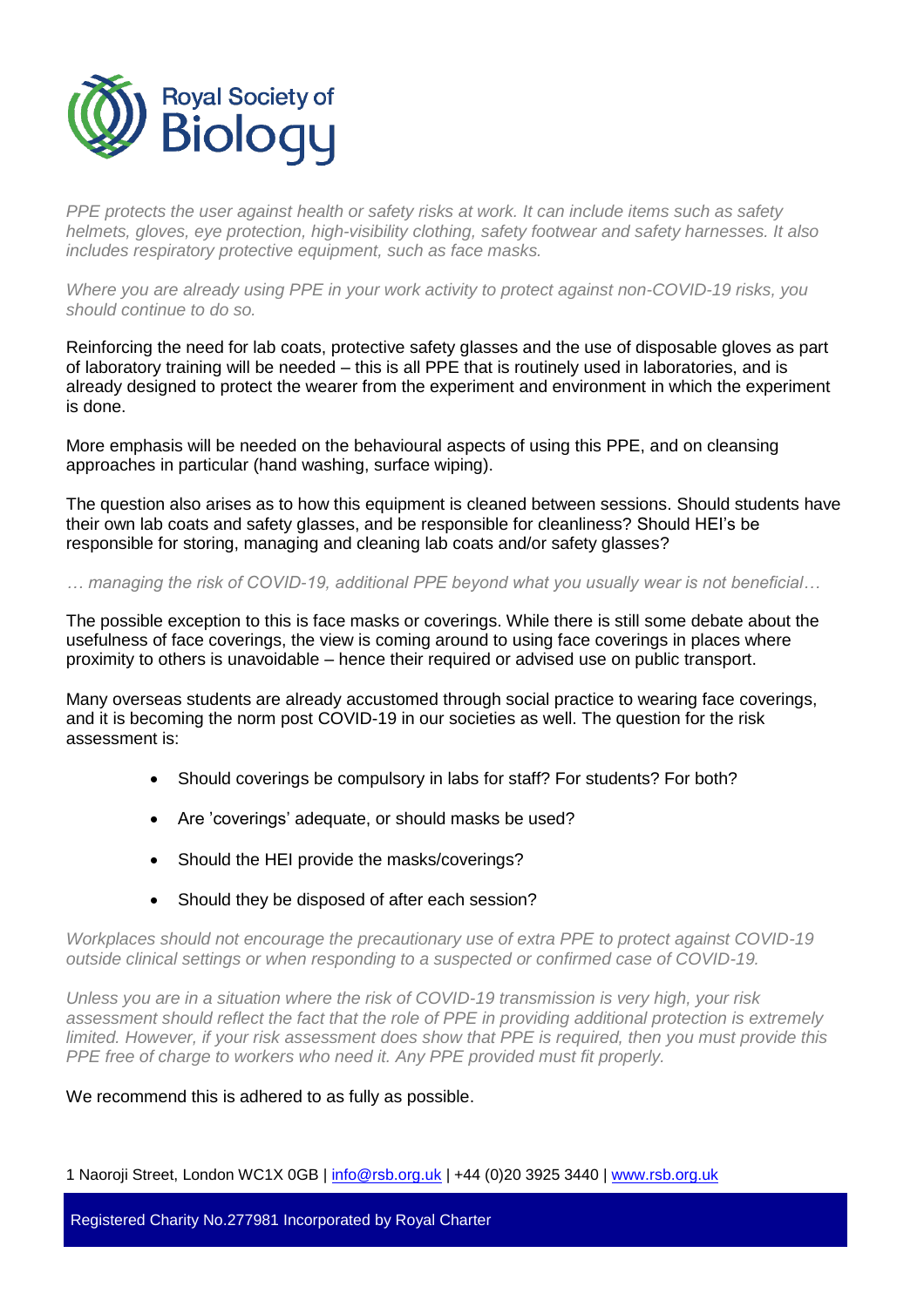*PPE protects the user against health or safety risks at work. It can include items such as safety helmets, gloves, eye protection, high-visibility clothing, safety footwear and safety harnesses. It also includes respiratory protective equipment, such as face masks.*

*Where you are already using PPE in your work activity to protect against non-COVID-19 risks, you should continue to do so.*

Reinforcing the need for lab coats, protective safety glasses and the use of disposable gloves as part of laboratory training will be needed – this is all PPE that is routinely used in laboratories, and is already designed to protect the wearer from the experiment and environment in which the experiment is done.

More emphasis will be needed on the behavioural aspects of using this PPE, and on cleansing approaches in particular (hand washing, surface wiping).

The question also arises as to how this equipment is cleaned between sessions. Should students have their own lab coats and safety glasses, and be responsible for cleanliness? Should HEI's be responsible for storing, managing and cleaning lab coats and/or safety glasses?

*… managing the risk of COVID-19, additional PPE beyond what you usually wear is not beneficial…*

The possible exception to this is face masks or coverings. While there is still some debate about the usefulness of face coverings, the view is coming around to using face coverings in places where proximity to others is unavoidable – hence their required or advised use on public transport.

Many overseas students are already accustomed through social practice to wearing face coverings, and it is becoming the norm post COVID-19 in our societies as well. The question for the risk assessment is:

- Should coverings be compulsory in labs for staff? For students? For both?
- Are 'coverings' adequate, or should masks be used?
- Should the HEI provide the masks/coverings?
- Should they be disposed of after each session?

*Workplaces should not encourage the precautionary use of extra PPE to protect against COVID-19 outside clinical settings or when responding to a suspected or confirmed case of COVID-19.*

*Unless you are in a situation where the risk of COVID-19 transmission is very high, your risk assessment should reflect the fact that the role of PPE in providing additional protection is extremely limited. However, if your risk assessment does show that PPE is required, then you must provide this PPE free of charge to workers who need it. Any PPE provided must fit properly.*

We recommend this is adhered to as fully as possible.